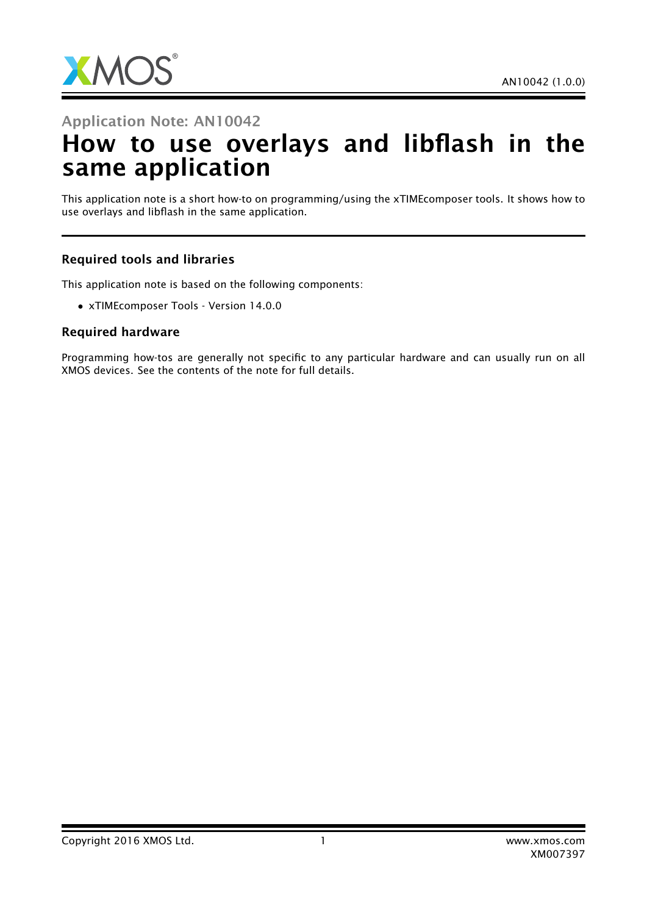Application Note: AN10042

# How to use overlays and libflash in the same application

This application note is a short how-to on programming/using the xTIMEcomposer tools. It shows how to use overlays and libflash in the same application.

### Required tools and libraries

This application note is based on the following components:

- xTIMEcomposer Tools - Version 14.0.0

### Required hardware

Programming how-tos are generally not specific to any particular hardware and can usually run on all XMOS devices. See the contents of the note for full details.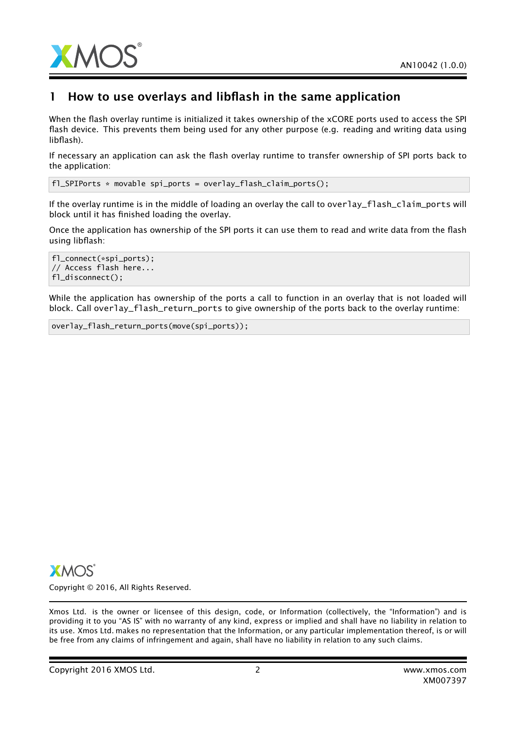# 1 How to use overlays and libflash in the same application

When the flash overlay runtime is initialized it takes ownership of the xCORE ports used to access the SPI flash device. This prevents them being used for any other purpose (e.g. reading and writing data using libflash).

If necessary an application can ask the flash overlay runtime to transfer ownership of SPI ports back to the application:

```
fl_SPIPorts * movable spi_ports = overlay_flash_claim_ports();
```

If the overlay runtime is in the middle of loading an overlay the call to `overlay_flash_claim_ports` will block until it has finished loading the overlay.

Once the application has ownership of the SPI ports it can use them to read and write data from the flash using libflash:

```
fl_connect(*spi_ports);
// Access flash here...
fl_disconnect();
```

While the application has ownership of the ports a call to function in an overlay that is not loaded will block. Call `overlay_flash_return_ports` to give ownership of the ports back to the overlay runtime:

```
overlay_flash_return_ports(move(spi_ports));
```

Copyright © 2016, All Rights Reserved.

Xmos Ltd. is the owner or licensee of this design, code, or Information (collectively, the "Information") and is providing it to you "AS IS" with no warranty of any kind, express or implied and shall have no liability in relation to its use. Xmos Ltd. makes no representation that the Information, or any particular implementation thereof, is or will be free from any claims of infringement and again, shall have no liability in relation to any such claims.